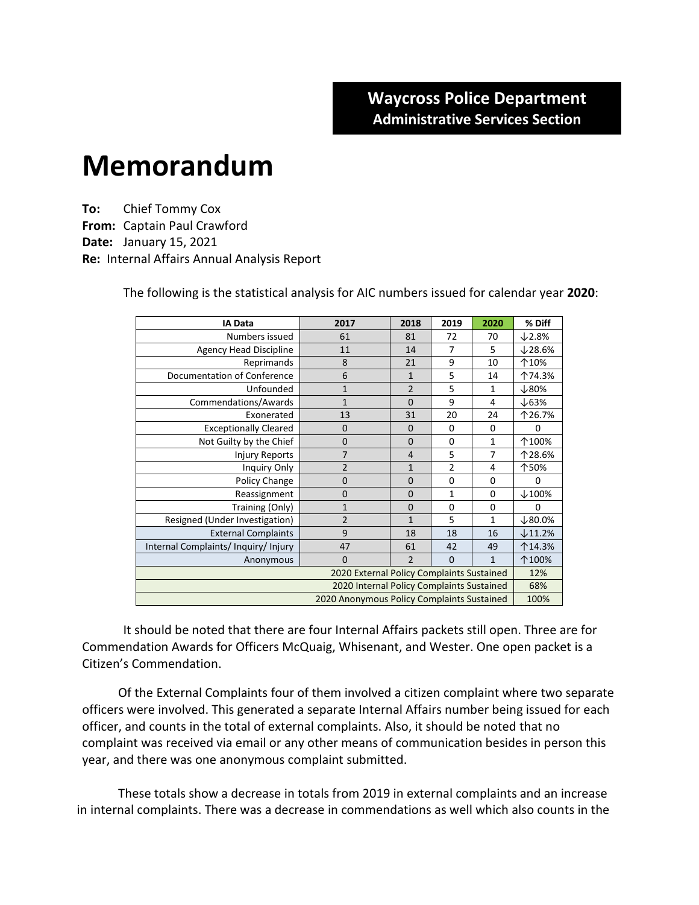**Waycross Police Department**
**Administrative Services Section**

# Memorandum

**To:** Chief Tommy Cox
**From:** Captain Paul Crawford
**Date:** January 15, 2021
**Re:** Internal Affairs Annual Analysis Report

The following is the statistical analysis for AIC numbers issued for calendar year **2020**:

| IA Data | 2017 | 2018 | 2019 | 2020 | % Diff |
|---|---|---|---|---|---|
| Numbers issued | 61 | 81 | 72 | 70 | ↓2.8% |
| Agency Head Discipline | 11 | 14 | 7 | 5 | ↓28.6% |
| Reprimands | 8 | 21 | 9 | 10 | ↑10% |
| Documentation of Conference | 6 | 1 | 5 | 14 | ↑74.3% |
| Unfounded | 1 | 2 | 5 | 1 | ↓80% |
| Commendations/Awards | 1 | 0 | 9 | 4 | ↓63% |
| Exonerated | 13 | 31 | 20 | 24 | ↑26.7% |
| Exceptionally Cleared | 0 | 0 | 0 | 0 | 0 |
| Not Guilty by the Chief | 0 | 0 | 0 | 1 | ↑100% |
| Injury Reports | 7 | 4 | 5 | 7 | ↑28.6% |
| Inquiry Only | 2 | 1 | 2 | 4 | ↑50% |
| Policy Change | 0 | 0 | 0 | 0 | 0 |
| Reassignment | 0 | 0 | 1 | 0 | ↓100% |
| Training (Only) | 1 | 0 | 0 | 0 | 0 |
| Resigned (Under Investigation) | 2 | 1 | 5 | 1 | ↓80.0% |
| External Complaints | 9 | 18 | 18 | 16 | ↓11.2% |
| Internal Complaints/ Inquiry/ Injury | 47 | 61 | 42 | 49 | ↑14.3% |
| Anonymous | 0 | 2 | 0 | 1 | ↑100% |
| 2020 External Policy Complaints Sustained | | | | | 12% |
| 2020 Internal Policy Complaints Sustained | | | | | 68% |
| 2020 Anonymous Policy Complaints Sustained | | | | | 100% |

It should be noted that there are four Internal Affairs packets still open. Three are for Commendation Awards for Officers McQuaig, Whisenant, and Wester. One open packet is a Citizen's Commendation.

Of the External Complaints four of them involved a citizen complaint where two separate officers were involved. This generated a separate Internal Affairs number being issued for each officer, and counts in the total of external complaints. Also, it should be noted that no complaint was received via email or any other means of communication besides in person this year, and there was one anonymous complaint submitted.

These totals show a decrease in totals from 2019 in external complaints and an increase in internal complaints. There was a decrease in commendations as well which also counts in the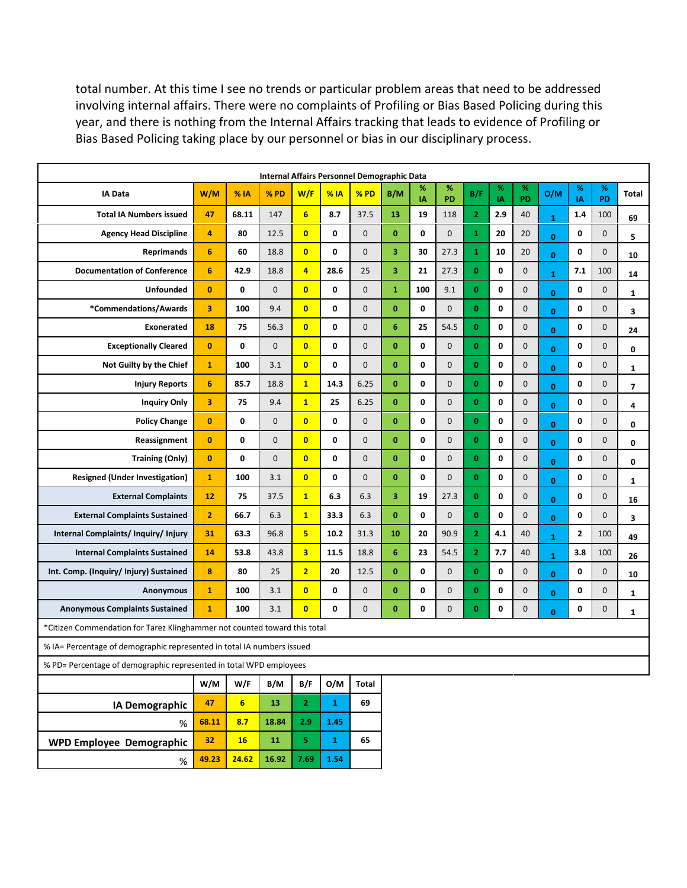total number. At this time I see no trends or particular problem areas that need to be addressed involving internal affairs. There were no complaints of Profiling or Bias Based Policing during this year, and there is nothing from the Internal Affairs tracking that leads to evidence of Profiling or Bias Based Policing taking place by our personnel or bias in our disciplinary process.

| Internal Affairs Personnel Demographic Data | | | | | | | | | | | | | | | | |
|---|---|---|---|---|---|---|---|---|---|---|---|---|---|---|---|---|
| IA Data | W/M | % IA | % PD | W/F | % IA | % PD | B/M | % IA | % PD | B/F | % IA | % PD | O/M | % IA | % PD | Total |
| Total IA Numbers issued | 47 | 68.11 | 147 | 6 | 8.7 | 37.5 | 13 | 19 | 118 | 2 | 2.9 | 40 | 1 | 1.4 | 100 | 69 |
| Agency Head Discipline | 4 | 80 | 12.5 | 0 | 0 | 0 | 0 | 0 | 0 | 1 | 20 | 20 | 0 | 0 | 0 | 5 |
| Reprimands | 6 | 60 | 18.8 | 0 | 0 | 0 | 3 | 30 | 27.3 | 1 | 10 | 20 | 0 | 0 | 0 | 10 |
| Documentation of Conference | 6 | 42.9 | 18.8 | 4 | 28.6 | 25 | 3 | 21 | 27.3 | 0 | 0 | 0 | 1 | 7.1 | 100 | 14 |
| Unfounded | 0 | 0 | 0 | 0 | 0 | 0 | 1 | 100 | 9.1 | 0 | 0 | 0 | 0 | 0 | 0 | 1 |
| *Commendations/Awards | 3 | 100 | 9.4 | 0 | 0 | 0 | 0 | 0 | 0 | 0 | 0 | 0 | 0 | 0 | 0 | 3 |
| Exonerated | 18 | 75 | 56.3 | 0 | 0 | 0 | 6 | 25 | 54.5 | 0 | 0 | 0 | 0 | 0 | 0 | 24 |
| Exceptionally Cleared | 0 | 0 | 0 | 0 | 0 | 0 | 0 | 0 | 0 | 0 | 0 | 0 | 0 | 0 | 0 | 0 |
| Not Guilty by the Chief | 1 | 100 | 3.1 | 0 | 0 | 0 | 0 | 0 | 0 | 0 | 0 | 0 | 0 | 0 | 0 | 1 |
| Injury Reports | 6 | 85.7 | 18.8 | 1 | 14.3 | 6.25 | 0 | 0 | 0 | 0 | 0 | 0 | 0 | 0 | 0 | 7 |
| Inquiry Only | 3 | 75 | 9.4 | 1 | 25 | 6.25 | 0 | 0 | 0 | 0 | 0 | 0 | 0 | 0 | 0 | 4 |
| Policy Change | 0 | 0 | 0 | 0 | 0 | 0 | 0 | 0 | 0 | 0 | 0 | 0 | 0 | 0 | 0 | 0 |
| Reassignment | 0 | 0 | 0 | 0 | 0 | 0 | 0 | 0 | 0 | 0 | 0 | 0 | 0 | 0 | 0 | 0 |
| Training (Only) | 0 | 0 | 0 | 0 | 0 | 0 | 0 | 0 | 0 | 0 | 0 | 0 | 0 | 0 | 0 | 0 |
| Resigned (Under Investigation) | 1 | 100 | 3.1 | 0 | 0 | 0 | 0 | 0 | 0 | 0 | 0 | 0 | 0 | 0 | 0 | 1 |
| External Complaints | 12 | 75 | 37.5 | 1 | 6.3 | 6.3 | 3 | 19 | 27.3 | 0 | 0 | 0 | 0 | 0 | 0 | 16 |
| External Complaints Sustained | 2 | 66.7 | 6.3 | 1 | 33.3 | 6.3 | 0 | 0 | 0 | 0 | 0 | 0 | 0 | 0 | 0 | 3 |
| Internal Complaints/ Inquiry/ Injury | 31 | 63.3 | 96.8 | 5 | 10.2 | 31.3 | 10 | 20 | 90.9 | 2 | 4.1 | 40 | 1 | 2 | 100 | 49 |
| Internal Complaints Sustained | 14 | 53.8 | 43.8 | 3 | 11.5 | 18.8 | 6 | 23 | 54.5 | 2 | 7.7 | 40 | 1 | 3.8 | 100 | 26 |
| Int. Comp. (Inquiry/ Injury) Sustained | 8 | 80 | 25 | 2 | 20 | 12.5 | 0 | 0 | 0 | 0 | 0 | 0 | 0 | 0 | 0 | 10 |
| Anonymous | 1 | 100 | 3.1 | 0 | 0 | 0 | 0 | 0 | 0 | 0 | 0 | 0 | 0 | 0 | 0 | 1 |
| Anonymous Complaints Sustained | 1 | 100 | 3.1 | 0 | 0 | 0 | 0 | 0 | 0 | 0 | 0 | 0 | 0 | 0 | 0 | 1 |

*Citizen Commendation for Tarez Klinghammer not counted toward this total

% IA= Percentage of demographic represented in total IA numbers issued

% PD= Percentage of demographic represented in total WPD employees

| | W/M | W/F | B/M | B/F | O/M | Total |
|---|---|---|---|---|---|---|
| IA Demographic | 47 | 6 | 13 | 2 | 1 | 69 |
| % | 68.11 | 8.7 | 18.84 | 2.9 | 1.45 | |
| WPD Employee Demographic | 32 | 16 | 11 | 5 | 1 | 65 |
| % | 49.23 | 24.62 | 16.92 | 7.69 | 1.54 | |